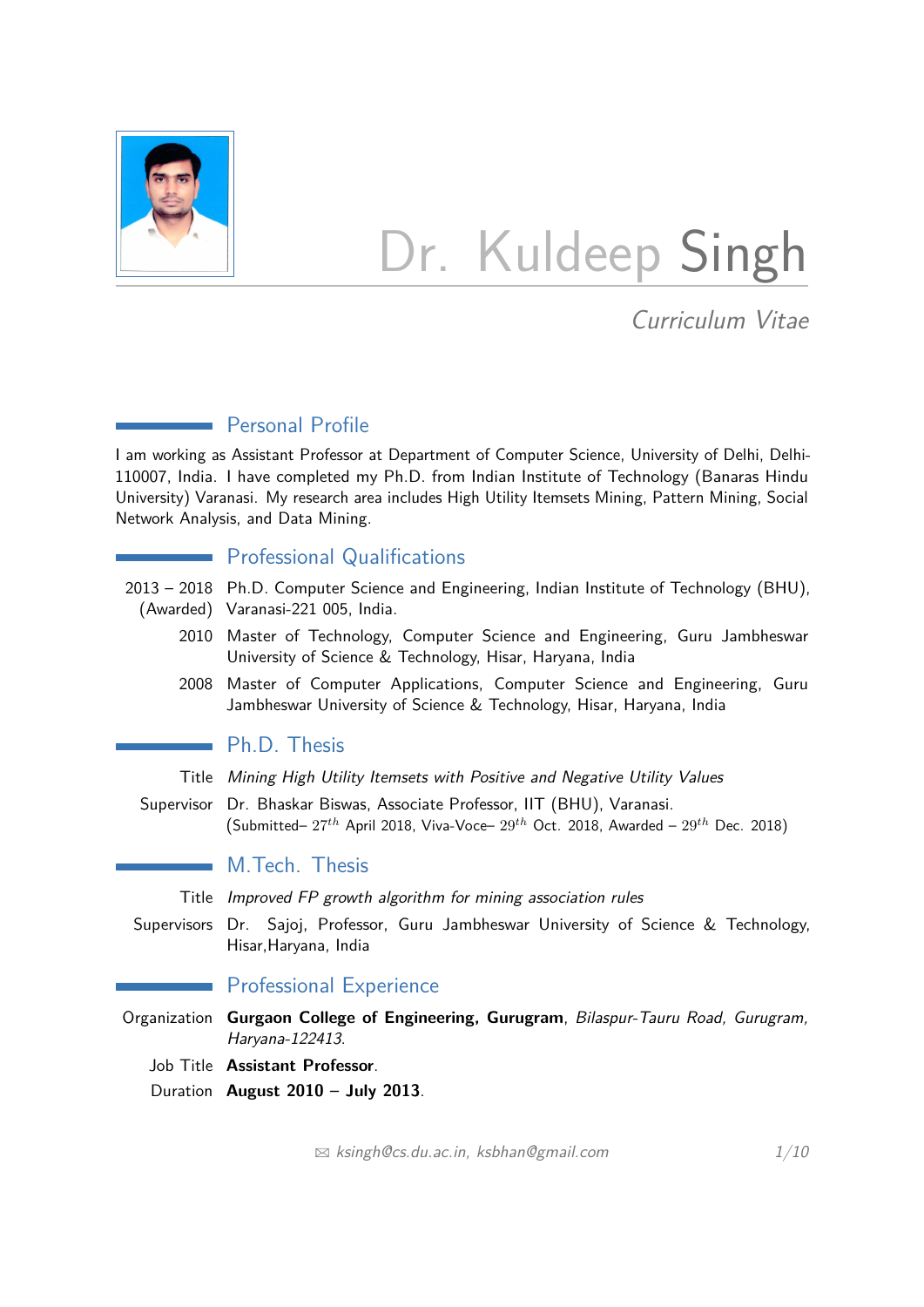# Dr. Kuldeep Singh

*Curriculum Vitae*

## Personal Profile

I am working as Assistant Professor at Department of Computer Science, University of Delhi, Delhi-110007, India. I have completed my Ph.D. from Indian Institute of Technology (Banaras Hindu University) Varanasi. My research area includes High Utility Itemsets Mining, Pattern Mining, Social Network Analysis, and Data Mining.

## Professional Qualifications

2013 – 2018 (Awarded) Ph.D. Computer Science and Engineering, Indian Institute of Technology (BHU), Varanasi-221 005, India.

2010 Master of Technology, Computer Science and Engineering, Guru Jambheswar University of Science & Technology, Hisar, Haryana, India

2008 Master of Computer Applications, Computer Science and Engineering, Guru Jambheswar University of Science & Technology, Hisar, Haryana, India

## Ph.D. Thesis

Title *Mining High Utility Itemsets with Positive and Negative Utility Values*

Supervisor Dr. Bhaskar Biswas, Associate Professor, IIT (BHU), Varanasi.
(Submitted– $27^{th}$ April 2018, Viva-Voce– $29^{th}$ Oct. 2018, Awarded – $29^{th}$ Dec. 2018)

## M.Tech. Thesis

Title *Improved FP growth algorithm for mining association rules*

Supervisors Dr. Sajoj, Professor, Guru Jambheswar University of Science & Technology, Hisar,Haryana, India

## Professional Experience

Organization **Gurgaon College of Engineering, Gurugram**, *Bilaspur-Tauru Road, Gurugram, Haryana-122413.*

Job Title **Assistant Professor**.

Duration **August 2010 – July 2013**.

✉ *ksingh@cs.du.ac.in, ksbhan@gmail.com*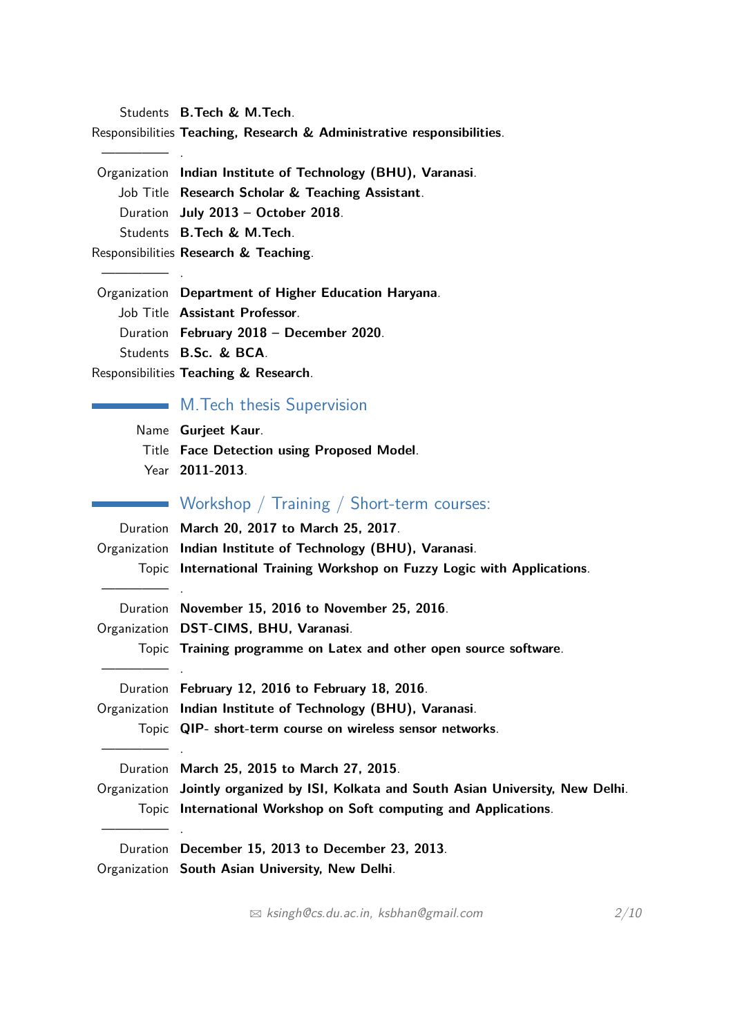Students **B.Tech & M.Tech**.
Responsibilities **Teaching, Research & Administrative responsibilities**.

---

Organization **Indian Institute of Technology (BHU), Varanasi**.
Job Title **Research Scholar & Teaching Assistant**.
Duration **July 2013 – October 2018**.
Students **B.Tech & M.Tech**.
Responsibilities **Research & Teaching**.

---

Organization **Department of Higher Education Haryana**.
Job Title **Assistant Professor**.
Duration **February 2018 – December 2020**.
Students **B.Sc. & BCA**.
Responsibilities **Teaching & Research**.

## M.Tech thesis Supervision

Name **Gurjeet Kaur**.
Title **Face Detection using Proposed Model**.
Year **2011-2013**.

## Workshop / Training / Short-term courses:

Duration **March 20, 2017 to March 25, 2017**.
Organization **Indian Institute of Technology (BHU), Varanasi**.
Topic **International Training Workshop on Fuzzy Logic with Applications**.

---

Duration **November 15, 2016 to November 25, 2016**.
Organization **DST-CIMS, BHU, Varanasi**.
Topic **Training programme on Latex and other open source software**.

---

Duration **February 12, 2016 to February 18, 2016**.
Organization **Indian Institute of Technology (BHU), Varanasi**.
Topic **QIP- short-term course on wireless sensor networks**.

---

Duration **March 25, 2015 to March 27, 2015**.
Organization **Jointly organized by ISI, Kolkata and South Asian University, New Delhi**.
Topic **International Workshop on Soft computing and Applications**.

---

Duration **December 15, 2013 to December 23, 2013**.
Organization **South Asian University, New Delhi**.

ksingh@cs.du.ac.in, ksbhan@gmail.com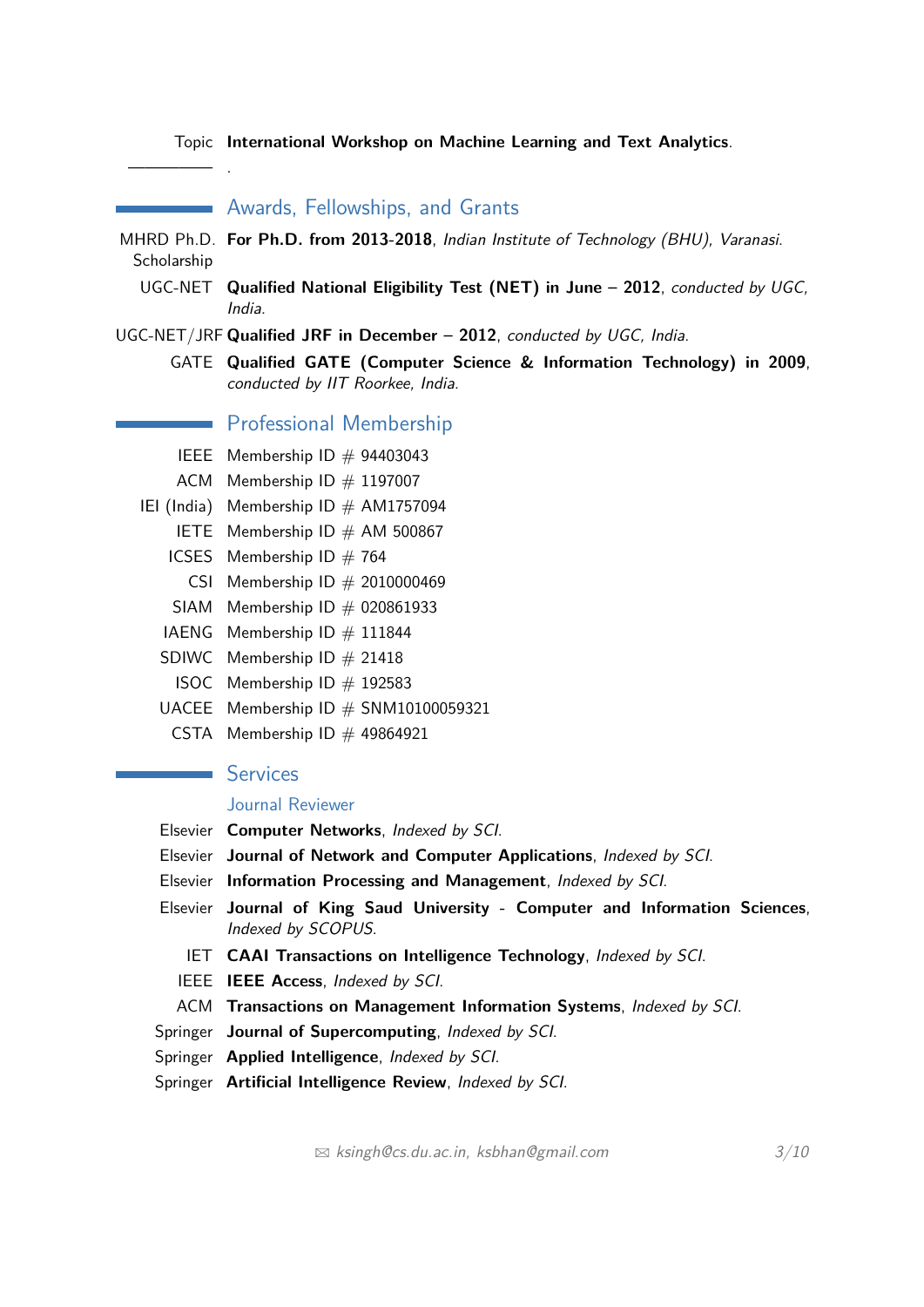Topic **International Workshop on Machine Learning and Text Analytics**.

———— .

## Awards, Fellowships, and Grants

- MHRD Ph.D. Scholarship — **For Ph.D. from 2013-2018**, *Indian Institute of Technology (BHU), Varanasi.*
- UGC-NET — **Qualified National Eligibility Test (NET) in June – 2012**, *conducted by UGC, India.*
- UGC-NET/JRF — **Qualified JRF in December – 2012**, *conducted by UGC, India.*
- GATE — **Qualified GATE (Computer Science & Information Technology) in 2009**, *conducted by IIT Roorkee, India.*

## Professional Membership

- IEEE — Membership ID # 94403043
- ACM — Membership ID # 1197007
- IEI (India) — Membership ID # AM1757094
- IETE — Membership ID # AM 500867
- ICSES — Membership ID # 764
- CSI — Membership ID # 2010000469
- SIAM — Membership ID # 020861933
- IAENG — Membership ID # 111844
- SDIWC — Membership ID # 21418
- ISOC — Membership ID # 192583
- UACEE — Membership ID # SNM10100059321
- CSTA — Membership ID # 49864921

## Services

### Journal Reviewer

- Elsevier — **Computer Networks**, *Indexed by SCI.*
- Elsevier — **Journal of Network and Computer Applications**, *Indexed by SCI.*
- Elsevier — **Information Processing and Management**, *Indexed by SCI.*
- Elsevier — **Journal of King Saud University - Computer and Information Sciences**, *Indexed by SCOPUS.*
- IET — **CAAI Transactions on Intelligence Technology**, *Indexed by SCI.*
- IEEE — **IEEE Access**, *Indexed by SCI.*
- ACM — **Transactions on Management Information Systems**, *Indexed by SCI.*
- Springer — **Journal of Supercomputing**, *Indexed by SCI.*
- Springer — **Applied Intelligence**, *Indexed by SCI.*
- Springer — **Artificial Intelligence Review**, *Indexed by SCI.*

✉ *ksingh@cs.du.ac.in, ksbhan@gmail.com*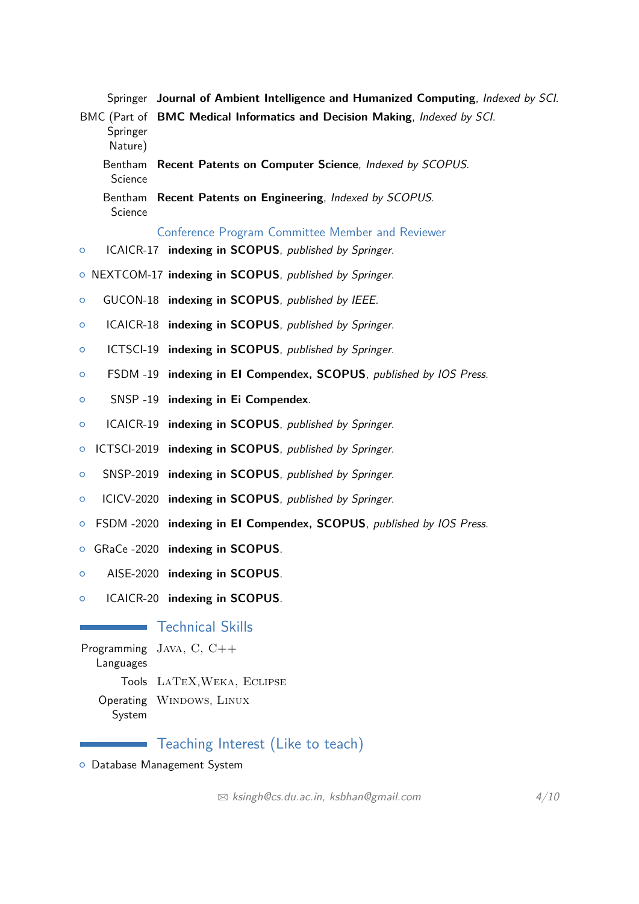Springer **Journal of Ambient Intelligence and Humanized Computing**, *Indexed by SCI.*

BMC (Part of Springer Nature) **BMC Medical Informatics and Decision Making**, *Indexed by SCI.*

Bentham Science **Recent Patents on Computer Science**, *Indexed by SCOPUS.*

Bentham Science **Recent Patents on Engineering**, *Indexed by SCOPUS.*

### Conference Program Committee Member and Reviewer

- ICAICR-17 **indexing in SCOPUS**, *published by Springer.*
- NEXTCOM-17 **indexing in SCOPUS**, *published by Springer.*
- GUCON-18 **indexing in SCOPUS**, *published by IEEE.*
- ICAICR-18 **indexing in SCOPUS**, *published by Springer.*
- ICTSCI-19 **indexing in SCOPUS**, *published by Springer.*
- FSDM -19 **indexing in EI Compendex, SCOPUS**, *published by IOS Press.*
- SNSP -19 **indexing in Ei Compendex**.
- ICAICR-19 **indexing in SCOPUS**, *published by Springer.*
- ICTSCI-2019 **indexing in SCOPUS**, *published by Springer.*
- SNSP-2019 **indexing in SCOPUS**, *published by Springer.*
- ICICV-2020 **indexing in SCOPUS**, *published by Springer.*
- FSDM -2020 **indexing in EI Compendex, SCOPUS**, *published by IOS Press.*
- GRaCe -2020 **indexing in SCOPUS**.
- AISE-2020 **indexing in SCOPUS**.
- ICAICR-20 **indexing in SCOPUS**.

## Technical Skills

Programming Languages Java, C, C++

Tools LaTeX, Weka, Eclipse

Operating System Windows, Linux

## Teaching Interest (Like to teach)

- Database Management System

ksingh@cs.du.ac.in, ksbhan@gmail.com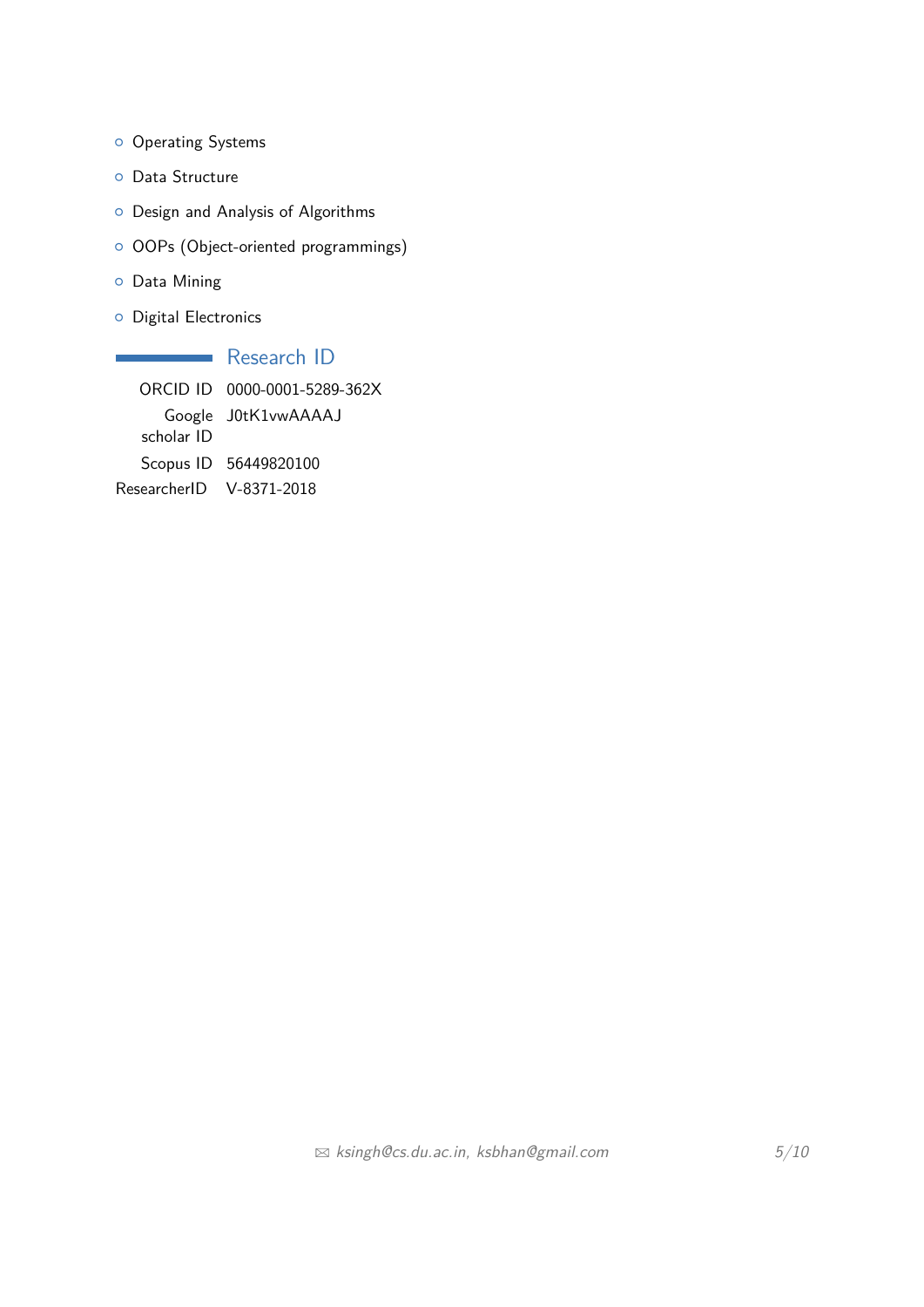- Operating Systems
- Data Structure
- Design and Analysis of Algorithms
- OOPs (Object-oriented programmings)
- Data Mining
- Digital Electronics

## Research ID

| | |
|---|---|
| ORCID ID | 0000-0001-5289-362X |
| Google scholar ID | J0tK1vwAAAAJ |
| Scopus ID | 56449820100 |
| ResearcherID | V-8371-2018 |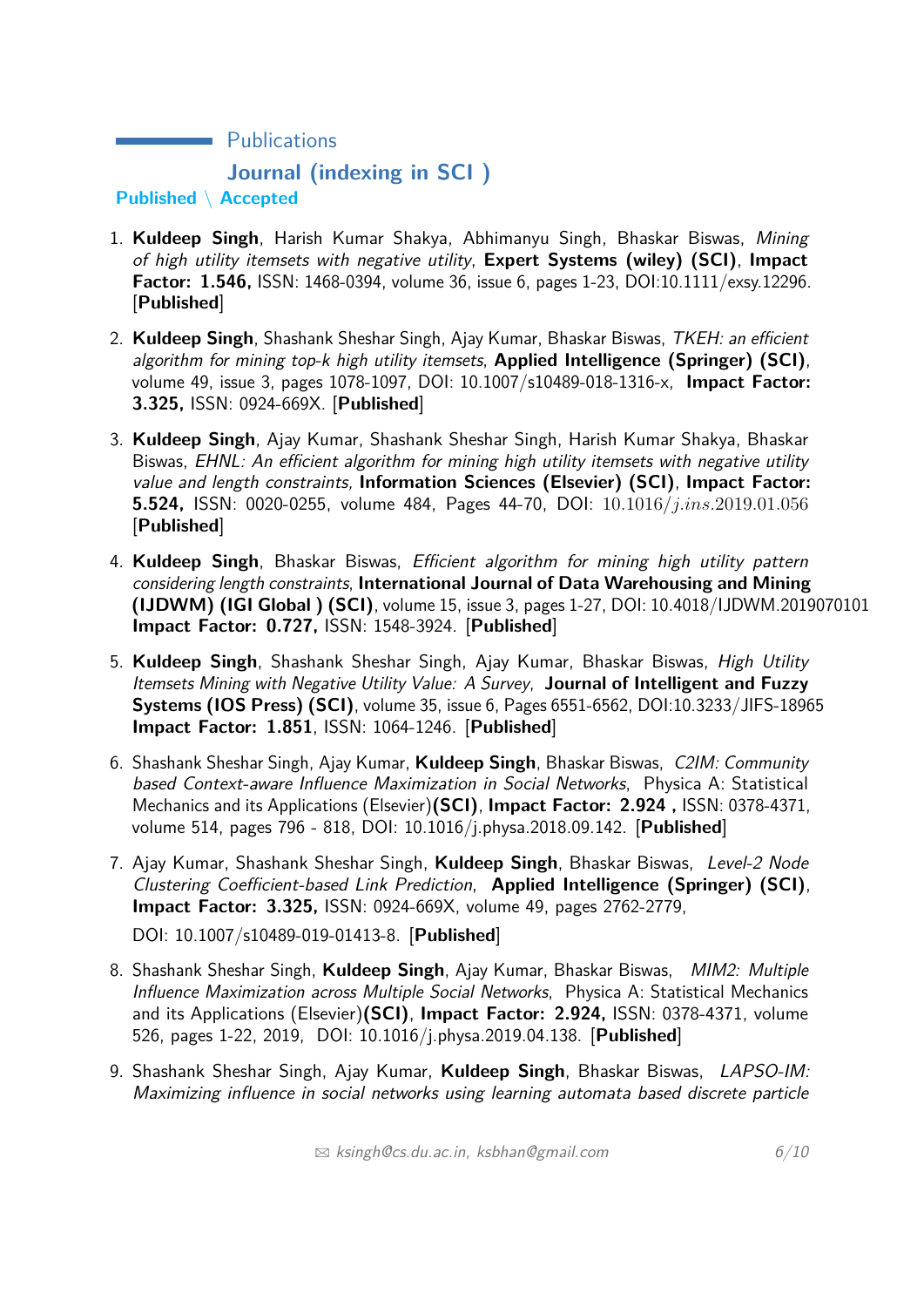## Publications

### Journal (indexing in SCI )

**Published \ Accepted**

1. **Kuldeep Singh**, Harish Kumar Shakya, Abhimanyu Singh, Bhaskar Biswas, *Mining of high utility itemsets with negative utility*, **Expert Systems (wiley) (SCI)**, **Impact Factor: 1.546,** ISSN: 1468-0394, volume 36, issue 6, pages 1-23, DOI:10.1111/exsy.12296. [**Published**]

2. **Kuldeep Singh**, Shashank Sheshar Singh, Ajay Kumar, Bhaskar Biswas, *TKEH: an efficient algorithm for mining top-k high utility itemsets*, **Applied Intelligence (Springer) (SCI)**, volume 49, issue 3, pages 1078-1097, DOI: 10.1007/s10489-018-1316-x, **Impact Factor: 3.325,** ISSN: 0924-669X. [**Published**]

3. **Kuldeep Singh**, Ajay Kumar, Shashank Sheshar Singh, Harish Kumar Shakya, Bhaskar Biswas, *EHNL: An efficient algorithm for mining high utility itemsets with negative utility value and length constraints,* **Information Sciences (Elsevier) (SCI)**, **Impact Factor: 5.524,** ISSN: 0020-0255, volume 484, Pages 44-70, DOI: $10.1016/j.ins.2019.01.056$ [**Published**]

4. **Kuldeep Singh**, Bhaskar Biswas, *Efficient algorithm for mining high utility pattern considering length constraints*, **International Journal of Data Warehousing and Mining (IJDWM) (IGI Global ) (SCI)**, volume 15, issue 3, pages 1-27, DOI: 10.4018/IJDWM.2019070101 **Impact Factor: 0.727,** ISSN: 1548-3924. [**Published**]

5. **Kuldeep Singh**, Shashank Sheshar Singh, Ajay Kumar, Bhaskar Biswas, *High Utility Itemsets Mining with Negative Utility Value: A Survey*, **Journal of Intelligent and Fuzzy Systems (IOS Press) (SCI)**, volume 35, issue 6, Pages 6551-6562, DOI:10.3233/JIFS-18965 **Impact Factor: 1.851**, ISSN: 1064-1246. [**Published**]

6. Shashank Sheshar Singh, Ajay Kumar, **Kuldeep Singh**, Bhaskar Biswas, *C2IM: Community based Context-aware Influence Maximization in Social Networks*, Physica A: Statistical Mechanics and its Applications (Elsevier)**(SCI)**, **Impact Factor: 2.924 ,** ISSN: 0378-4371, volume 514, pages 796 - 818, DOI: 10.1016/j.physa.2018.09.142. [**Published**]

7. Ajay Kumar, Shashank Sheshar Singh, **Kuldeep Singh**, Bhaskar Biswas, *Level-2 Node Clustering Coefficient-based Link Prediction*, **Applied Intelligence (Springer) (SCI)**, **Impact Factor: 3.325,** ISSN: 0924-669X, volume 49, pages 2762-2779, DOI: 10.1007/s10489-019-01413-8. [**Published**]

8. Shashank Sheshar Singh, **Kuldeep Singh**, Ajay Kumar, Bhaskar Biswas, *MIM2: Multiple Influence Maximization across Multiple Social Networks*, Physica A: Statistical Mechanics and its Applications (Elsevier)**(SCI)**, **Impact Factor: 2.924,** ISSN: 0378-4371, volume 526, pages 1-22, 2019, DOI: 10.1016/j.physa.2019.04.138. [**Published**]

9. Shashank Sheshar Singh, Ajay Kumar, **Kuldeep Singh**, Bhaskar Biswas, *LAPSO-IM: Maximizing influence in social networks using learning automata based discrete particle*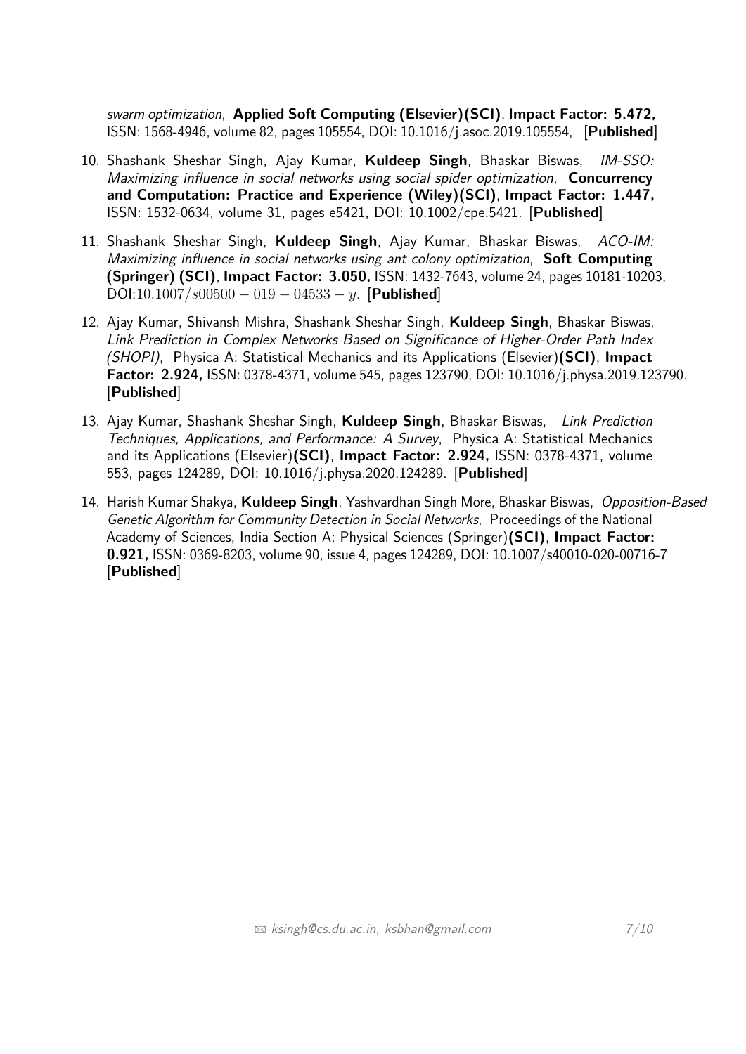*swarm optimization*, **Applied Soft Computing (Elsevier)(SCI)**, **Impact Factor: 5.472,** ISSN: 1568-4946, volume 82, pages 105554, DOI: 10.1016/j.asoc.2019.105554, [**Published**]

10. Shashank Sheshar Singh, Ajay Kumar, **Kuldeep Singh**, Bhaskar Biswas, *IM-SSO: Maximizing influence in social networks using social spider optimization*, **Concurrency and Computation: Practice and Experience (Wiley)(SCI)**, **Impact Factor: 1.447,** ISSN: 1532-0634, volume 31, pages e5421, DOI: 10.1002/cpe.5421. [**Published**]

11. Shashank Sheshar Singh, **Kuldeep Singh**, Ajay Kumar, Bhaskar Biswas, *ACO-IM: Maximizing influence in social networks using ant colony optimization*, **Soft Computing (Springer) (SCI)**, **Impact Factor: 3.050,** ISSN: 1432-7643, volume 24, pages 10181-10203, DOI:$10.1007/s00500-019-04533-y$. [**Published**]

12. Ajay Kumar, Shivansh Mishra, Shashank Sheshar Singh, **Kuldeep Singh**, Bhaskar Biswas, *Link Prediction in Complex Networks Based on Significance of Higher-Order Path Index (SHOPI)*, Physica A: Statistical Mechanics and its Applications (Elsevier)**(SCI)**, **Impact Factor: 2.924,** ISSN: 0378-4371, volume 545, pages 123790, DOI: 10.1016/j.physa.2019.123790. [**Published**]

13. Ajay Kumar, Shashank Sheshar Singh, **Kuldeep Singh**, Bhaskar Biswas, *Link Prediction Techniques, Applications, and Performance: A Survey*, Physica A: Statistical Mechanics and its Applications (Elsevier)**(SCI)**, **Impact Factor: 2.924,** ISSN: 0378-4371, volume 553, pages 124289, DOI: 10.1016/j.physa.2020.124289. [**Published**]

14. Harish Kumar Shakya, **Kuldeep Singh**, Yashvardhan Singh More, Bhaskar Biswas, *Opposition-Based Genetic Algorithm for Community Detection in Social Networks*, Proceedings of the National Academy of Sciences, India Section A: Physical Sciences (Springer)**(SCI)**, **Impact Factor: 0.921,** ISSN: 0369-8203, volume 90, issue 4, pages 124289, DOI: 10.1007/s40010-020-00716-7 [**Published**]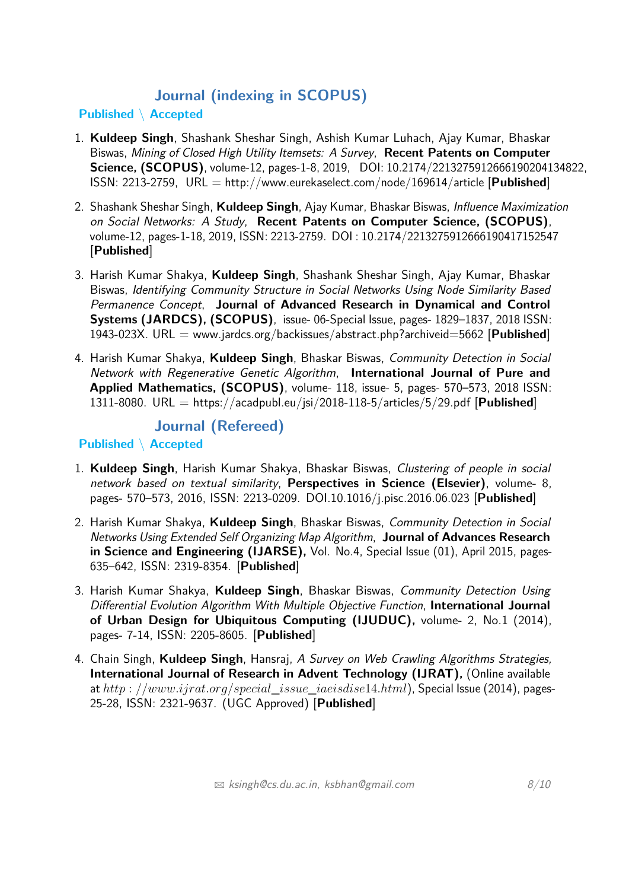## Journal (indexing in SCOPUS)

### Published \ Accepted

1. **Kuldeep Singh**, Shashank Sheshar Singh, Ashish Kumar Luhach, Ajay Kumar, Bhaskar Biswas, *Mining of Closed High Utility Itemsets: A Survey*, **Recent Patents on Computer Science, (SCOPUS)**, volume-12, pages-1-8, 2019, DOI: 10.2174/2213275912666190204134822, ISSN: 2213-2759, URL = http://www.eurekaselect.com/node/169614/article [**Published**]

2. Shashank Sheshar Singh, **Kuldeep Singh**, Ajay Kumar, Bhaskar Biswas, *Influence Maximization on Social Networks: A Study*, **Recent Patents on Computer Science, (SCOPUS)**, volume-12, pages-1-18, 2019, ISSN: 2213-2759. DOI : 10.2174/2213275912666190417152547 [**Published**]

3. Harish Kumar Shakya, **Kuldeep Singh**, Shashank Sheshar Singh, Ajay Kumar, Bhaskar Biswas, *Identifying Community Structure in Social Networks Using Node Similarity Based Permanence Concept*, **Journal of Advanced Research in Dynamical and Control Systems (JARDCS), (SCOPUS)**, issue- 06-Special Issue, pages- 1829–1837, 2018 ISSN: 1943-023X. URL = www.jardcs.org/backissues/abstract.php?archiveid=5662 [**Published**]

4. Harish Kumar Shakya, **Kuldeep Singh**, Bhaskar Biswas, *Community Detection in Social Network with Regenerative Genetic Algorithm*, **International Journal of Pure and Applied Mathematics, (SCOPUS)**, volume- 118, issue- 5, pages- 570–573, 2018 ISSN: 1311-8080. URL = https://acadpubl.eu/jsi/2018-118-5/articles/5/29.pdf [**Published**]

## Journal (Refereed)

### Published \ Accepted

1. **Kuldeep Singh**, Harish Kumar Shakya, Bhaskar Biswas, *Clustering of people in social network based on textual similarity*, **Perspectives in Science (Elsevier)**, volume- 8, pages- 570–573, 2016, ISSN: 2213-0209. DOI.10.1016/j.pisc.2016.06.023 [**Published**]

2. Harish Kumar Shakya, **Kuldeep Singh**, Bhaskar Biswas, *Community Detection in Social Networks Using Extended Self Organizing Map Algorithm*, **Journal of Advances Research in Science and Engineering (IJARSE),** Vol. No.4, Special Issue (01), April 2015, pages-635–642, ISSN: 2319-8354. [**Published**]

3. Harish Kumar Shakya, **Kuldeep Singh**, Bhaskar Biswas, *Community Detection Using Differential Evolution Algorithm With Multiple Objective Function*, **International Journal of Urban Design for Ubiquitous Computing (IJUDUC),** volume- 2, No.1 (2014), pages- 7-14, ISSN: 2205-8605. [**Published**]

4. Chain Singh, **Kuldeep Singh**, Hansraj, *A Survey on Web Crawling Algorithms Strategies,* **International Journal of Research in Advent Technology (IJRAT),** (Online available at http://www.ijrat.org/special_issue_iaeisdise14.html), Special Issue (2014), pages-25-28, ISSN: 2321-9637. (UGC Approved) [**Published**]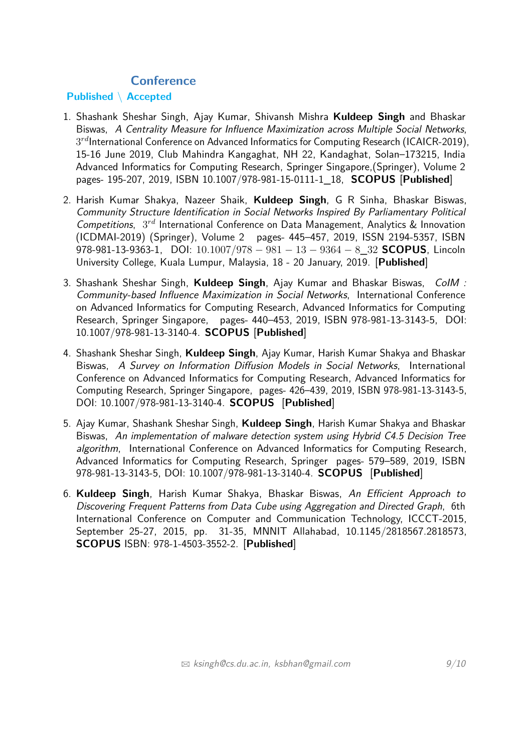## Conference

### Published \ Accepted

1. Shashank Sheshar Singh, Ajay Kumar, Shivansh Mishra **Kuldeep Singh** and Bhaskar Biswas, *A Centrality Measure for Influence Maximization across Multiple Social Networks*, $3^{rd}$International Conference on Advanced Informatics for Computing Research (ICAICR-2019), 15-16 June 2019, Club Mahindra Kangaghat, NH 22, Kandaghat, Solan–173215, India Advanced Informatics for Computing Research, Springer Singapore,(Springer), Volume 2 pages- 195-207, 2019, ISBN 10.1007/978-981-15-0111-1_18, **SCOPUS** [**Published**]

2. Harish Kumar Shakya, Nazeer Shaik, **Kuldeep Singh**, G R Sinha, Bhaskar Biswas, *Community Structure Identification in Social Networks Inspired By Parliamentary Political Competitions*, $3^{rd}$ International Conference on Data Management, Analytics & Innovation (ICDMAI-2019) (Springer), Volume 2 pages- 445–457, 2019, ISSN 2194-5357, ISBN 978-981-13-9363-1, DOI: $10.1007/978-981-13-9364-8\_32$ **SCOPUS**, Lincoln University College, Kuala Lumpur, Malaysia, 18 - 20 January, 2019. [**Published**]

3. Shashank Sheshar Singh, **Kuldeep Singh**, Ajay Kumar and Bhaskar Biswas, *CoIM : Community-based Influence Maximization in Social Networks*, International Conference on Advanced Informatics for Computing Research, Advanced Informatics for Computing Research, Springer Singapore, pages- 440–453, 2019, ISBN 978-981-13-3143-5, DOI: 10.1007/978-981-13-3140-4. **SCOPUS** [**Published**]

4. Shashank Sheshar Singh, **Kuldeep Singh**, Ajay Kumar, Harish Kumar Shakya and Bhaskar Biswas, *A Survey on Information Diffusion Models in Social Networks*, International Conference on Advanced Informatics for Computing Research, Advanced Informatics for Computing Research, Springer Singapore, pages- 426–439, 2019, ISBN 978-981-13-3143-5, DOI: 10.1007/978-981-13-3140-4. **SCOPUS** [**Published**]

5. Ajay Kumar, Shashank Sheshar Singh, **Kuldeep Singh**, Harish Kumar Shakya and Bhaskar Biswas, *An implementation of malware detection system using Hybrid C4.5 Decision Tree algorithm*, International Conference on Advanced Informatics for Computing Research, Advanced Informatics for Computing Research, Springer pages- 579–589, 2019, ISBN 978-981-13-3143-5, DOI: 10.1007/978-981-13-3140-4. **SCOPUS** [**Published**]

6. **Kuldeep Singh**, Harish Kumar Shakya, Bhaskar Biswas, *An Efficient Approach to Discovering Frequent Patterns from Data Cube using Aggregation and Directed Graph*, 6th International Conference on Computer and Communication Technology, ICCCT-2015, September 25-27, 2015, pp. 31-35, MNNIT Allahabad, 10.1145/2818567.2818573, **SCOPUS** ISBN: 978-1-4503-3552-2. [**Published**]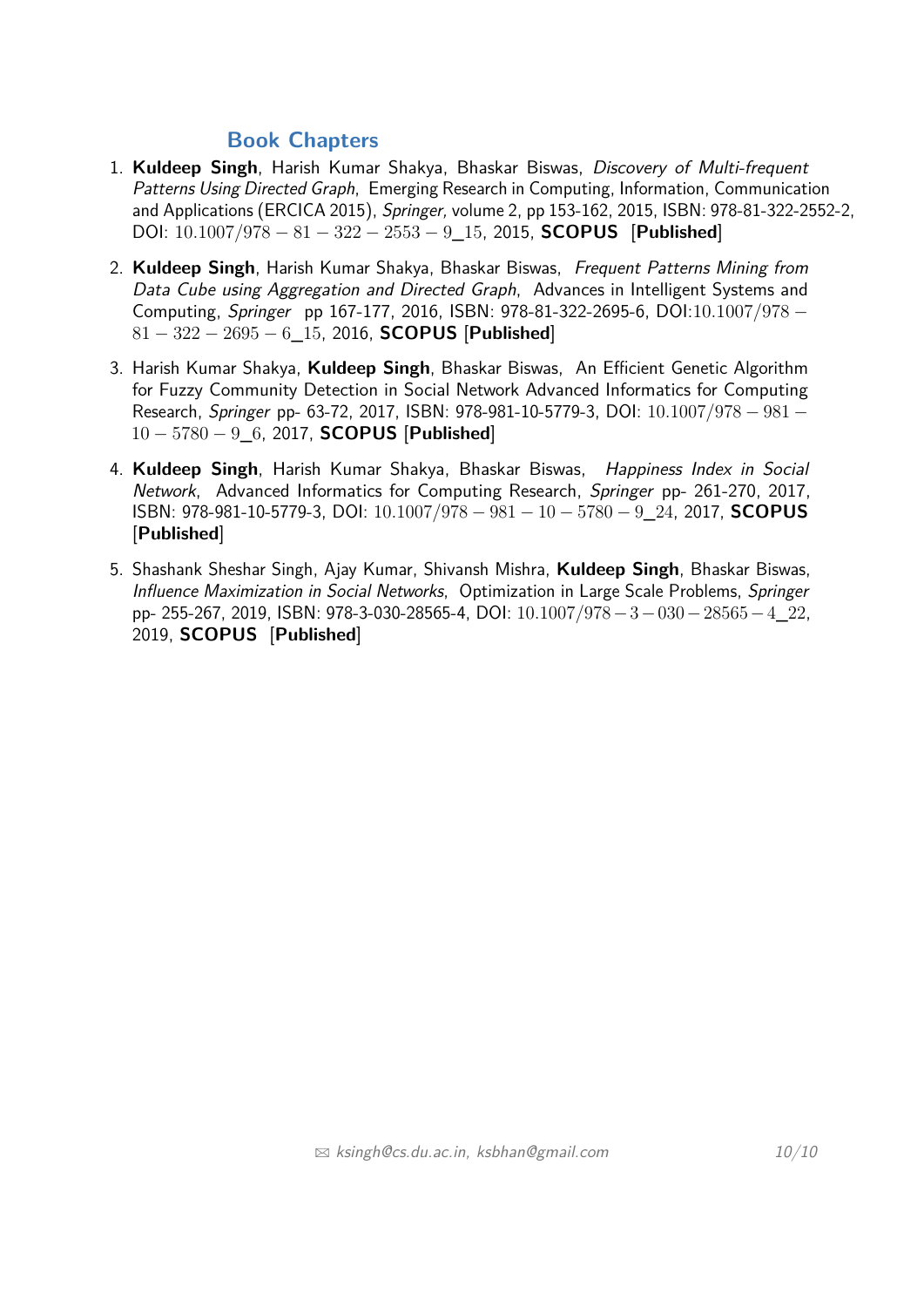## Book Chapters

1. **Kuldeep Singh**, Harish Kumar Shakya, Bhaskar Biswas, *Discovery of Multi-frequent Patterns Using Directed Graph*, Emerging Research in Computing, Information, Communication and Applications (ERCICA 2015), *Springer,* volume 2, pp 153-162, 2015, ISBN: 978-81-322-2552-2, DOI: 10.1007/978-81-322-2553-9_15, 2015, **SCOPUS** [**Published**]

2. **Kuldeep Singh**, Harish Kumar Shakya, Bhaskar Biswas, *Frequent Patterns Mining from Data Cube using Aggregation and Directed Graph*, Advances in Intelligent Systems and Computing, *Springer* pp 167-177, 2016, ISBN: 978-81-322-2695-6, DOI:10.1007/978-81-322-2695-6_15, 2016, **SCOPUS** [**Published**]

3. Harish Kumar Shakya, **Kuldeep Singh**, Bhaskar Biswas, An Efficient Genetic Algorithm for Fuzzy Community Detection in Social Network Advanced Informatics for Computing Research, *Springer* pp- 63-72, 2017, ISBN: 978-981-10-5779-3, DOI: 10.1007/978-981-10-5780-9_6, 2017, **SCOPUS** [**Published**]

4. **Kuldeep Singh**, Harish Kumar Shakya, Bhaskar Biswas, *Happiness Index in Social Network*, Advanced Informatics for Computing Research, *Springer* pp- 261-270, 2017, ISBN: 978-981-10-5779-3, DOI: 10.1007/978-981-10-5780-9_24, 2017, **SCOPUS** [**Published**]

5. Shashank Sheshar Singh, Ajay Kumar, Shivansh Mishra, **Kuldeep Singh**, Bhaskar Biswas, *Influence Maximization in Social Networks*, Optimization in Large Scale Problems, *Springer* pp- 255-267, 2019, ISBN: 978-3-030-28565-4, DOI: 10.1007/978-3-030-28565-4_22, 2019, **SCOPUS** [**Published**]

✉ *ksingh@cs.du.ac.in, ksbhan@gmail.com*